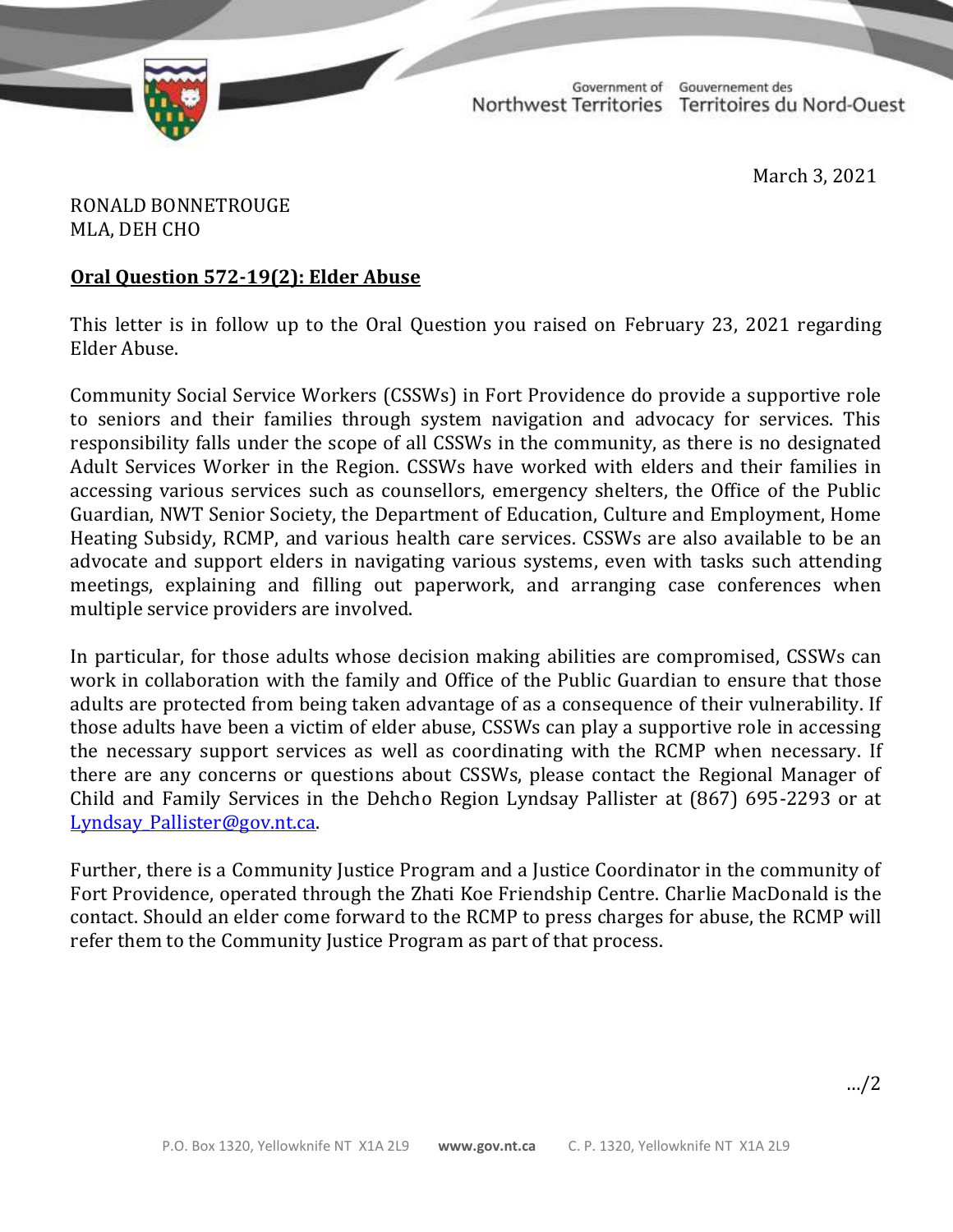Government of Northwest Territories | Gouvernement des Territoires du Nord-Ouest

March 3, 2021

RONALD BONNETROUGE
MLA, DEH CHO

**Oral Question 572-19(2): Elder Abuse**

This letter is in follow up to the Oral Question you raised on February 23, 2021 regarding Elder Abuse.

Community Social Service Workers (CSSWs) in Fort Providence do provide a supportive role to seniors and their families through system navigation and advocacy for services. This responsibility falls under the scope of all CSSWs in the community, as there is no designated Adult Services Worker in the Region. CSSWs have worked with elders and their families in accessing various services such as counsellors, emergency shelters, the Office of the Public Guardian, NWT Senior Society, the Department of Education, Culture and Employment, Home Heating Subsidy, RCMP, and various health care services. CSSWs are also available to be an advocate and support elders in navigating various systems, even with tasks such attending meetings, explaining and filling out paperwork, and arranging case conferences when multiple service providers are involved.

In particular, for those adults whose decision making abilities are compromised, CSSWs can work in collaboration with the family and Office of the Public Guardian to ensure that those adults are protected from being taken advantage of as a consequence of their vulnerability. If those adults have been a victim of elder abuse, CSSWs can play a supportive role in accessing the necessary support services as well as coordinating with the RCMP when necessary. If there are any concerns or questions about CSSWs, please contact the Regional Manager of Child and Family Services in the Dehcho Region Lyndsay Pallister at (867) 695-2293 or at Lyndsay_Pallister@gov.nt.ca.

Further, there is a Community Justice Program and a Justice Coordinator in the community of Fort Providence, operated through the Zhati Koe Friendship Centre. Charlie MacDonald is the contact. Should an elder come forward to the RCMP to press charges for abuse, the RCMP will refer them to the Community Justice Program as part of that process.

…/2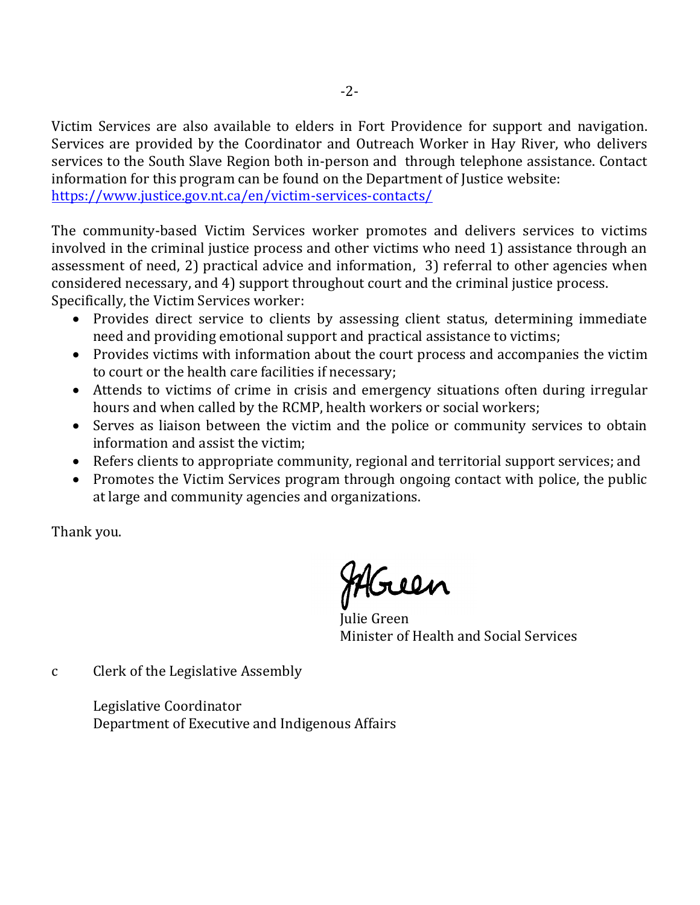Victim Services are also available to elders in Fort Providence for support and navigation. Services are provided by the Coordinator and Outreach Worker in Hay River, who delivers services to the South Slave Region both in-person and through telephone assistance. Contact information for this program can be found on the Department of Justice website: https://www.justice.gov.nt.ca/en/victim-services-contacts/

The community-based Victim Services worker promotes and delivers services to victims involved in the criminal justice process and other victims who need 1) assistance through an assessment of need, 2) practical advice and information, 3) referral to other agencies when considered necessary, and 4) support throughout court and the criminal justice process. Specifically, the Victim Services worker:

- Provides direct service to clients by assessing client status, determining immediate need and providing emotional support and practical assistance to victims;
- Provides victims with information about the court process and accompanies the victim to court or the health care facilities if necessary;
- Attends to victims of crime in crisis and emergency situations often during irregular hours and when called by the RCMP, health workers or social workers;
- Serves as liaison between the victim and the police or community services to obtain information and assist the victim;
- Refers clients to appropriate community, regional and territorial support services; and
- Promotes the Victim Services program through ongoing contact with police, the public at large and community agencies and organizations.

Thank you.

Julie Green
Minister of Health and Social Services

c Clerk of the Legislative Assembly

Legislative Coordinator
Department of Executive and Indigenous Affairs